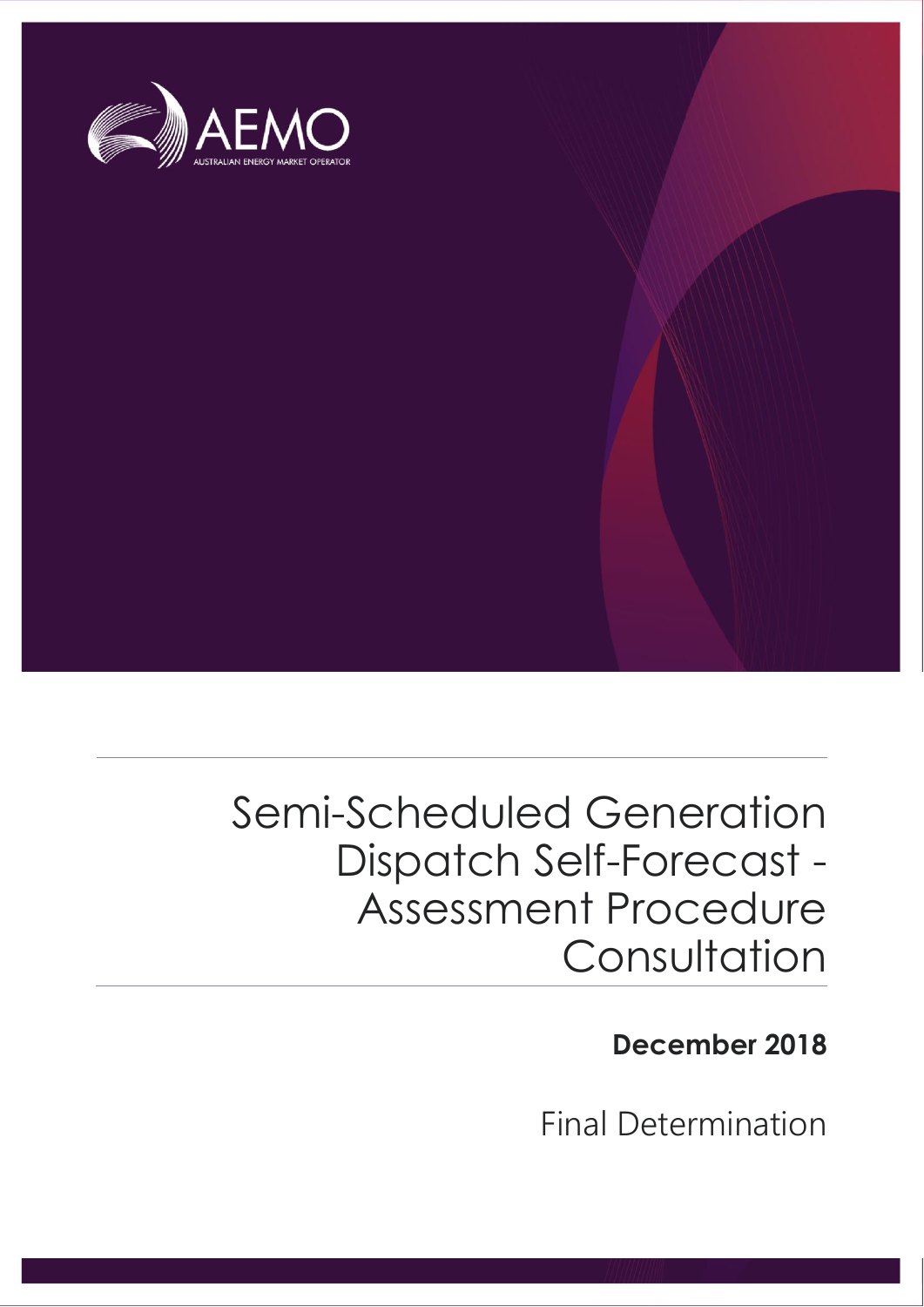AEMO

AUSTRALIAN ENERGY MARKET OPERATOR

# Semi-Scheduled Generation Dispatch Self-Forecast - Assessment Procedure Consultation

**December 2018**

Final Determination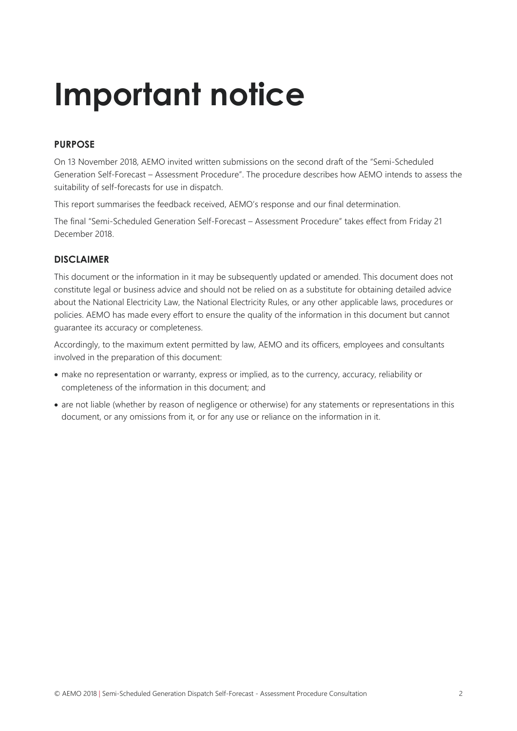# Important notice

## PURPOSE

On 13 November 2018, AEMO invited written submissions on the second draft of the "Semi-Scheduled Generation Self-Forecast – Assessment Procedure". The procedure describes how AEMO intends to assess the suitability of self-forecasts for use in dispatch.

This report summarises the feedback received, AEMO's response and our final determination.

The final "Semi-Scheduled Generation Self-Forecast – Assessment Procedure" takes effect from Friday 21 December 2018.

## DISCLAIMER

This document or the information in it may be subsequently updated or amended. This document does not constitute legal or business advice and should not be relied on as a substitute for obtaining detailed advice about the National Electricity Law, the National Electricity Rules, or any other applicable laws, procedures or policies. AEMO has made every effort to ensure the quality of the information in this document but cannot guarantee its accuracy or completeness.

Accordingly, to the maximum extent permitted by law, AEMO and its officers, employees and consultants involved in the preparation of this document:

- make no representation or warranty, express or implied, as to the currency, accuracy, reliability or completeness of the information in this document; and
- are not liable (whether by reason of negligence or otherwise) for any statements or representations in this document, or any omissions from it, or for any use or reliance on the information in it.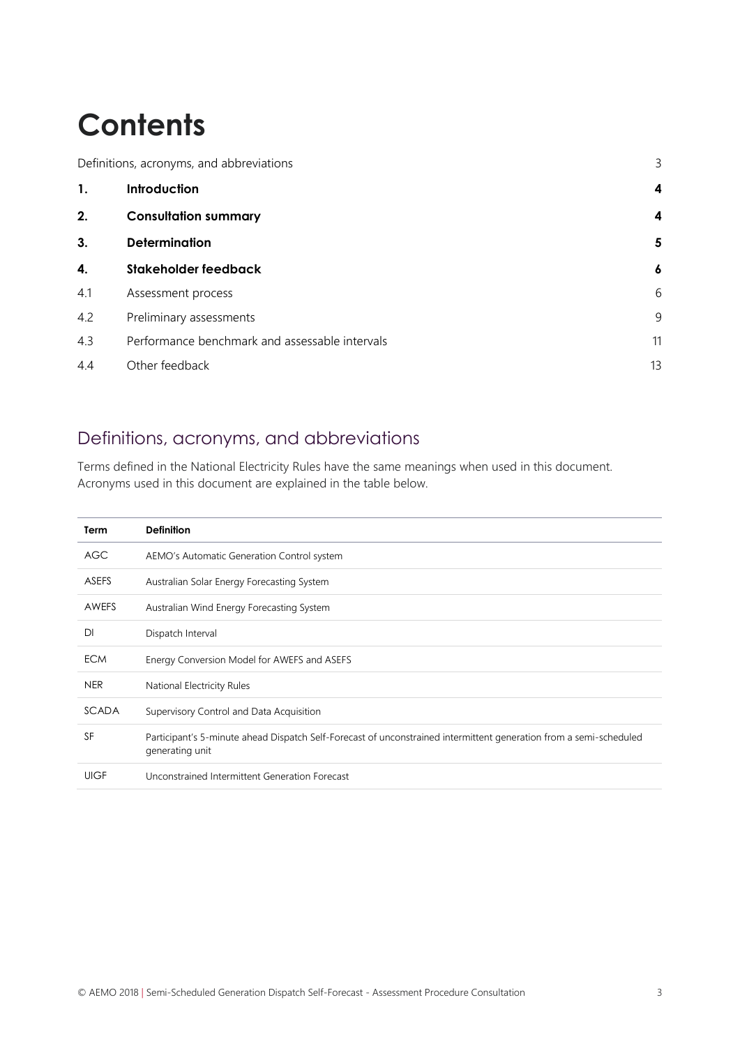# Contents

| | | |
|---|---|---|
| Definitions, acronyms, and abbreviations | | 3 |
| **1.** | **Introduction** | **4** |
| **2.** | **Consultation summary** | **4** |
| **3.** | **Determination** | **5** |
| **4.** | **Stakeholder feedback** | **6** |
| 4.1 | Assessment process | 6 |
| 4.2 | Preliminary assessments | 9 |
| 4.3 | Performance benchmark and assessable intervals | 11 |
| 4.4 | Other feedback | 13 |

## Definitions, acronyms, and abbreviations

Terms defined in the National Electricity Rules have the same meanings when used in this document. Acronyms used in this document are explained in the table below.

| Term | Definition |
|---|---|
| AGC | AEMO's Automatic Generation Control system |
| ASEFS | Australian Solar Energy Forecasting System |
| AWEFS | Australian Wind Energy Forecasting System |
| DI | Dispatch Interval |
| ECM | Energy Conversion Model for AWEFS and ASEFS |
| NER | National Electricity Rules |
| SCADA | Supervisory Control and Data Acquisition |
| SF | Participant's 5-minute ahead Dispatch Self-Forecast of unconstrained intermittent generation from a semi-scheduled generating unit |
| UIGF | Unconstrained Intermittent Generation Forecast |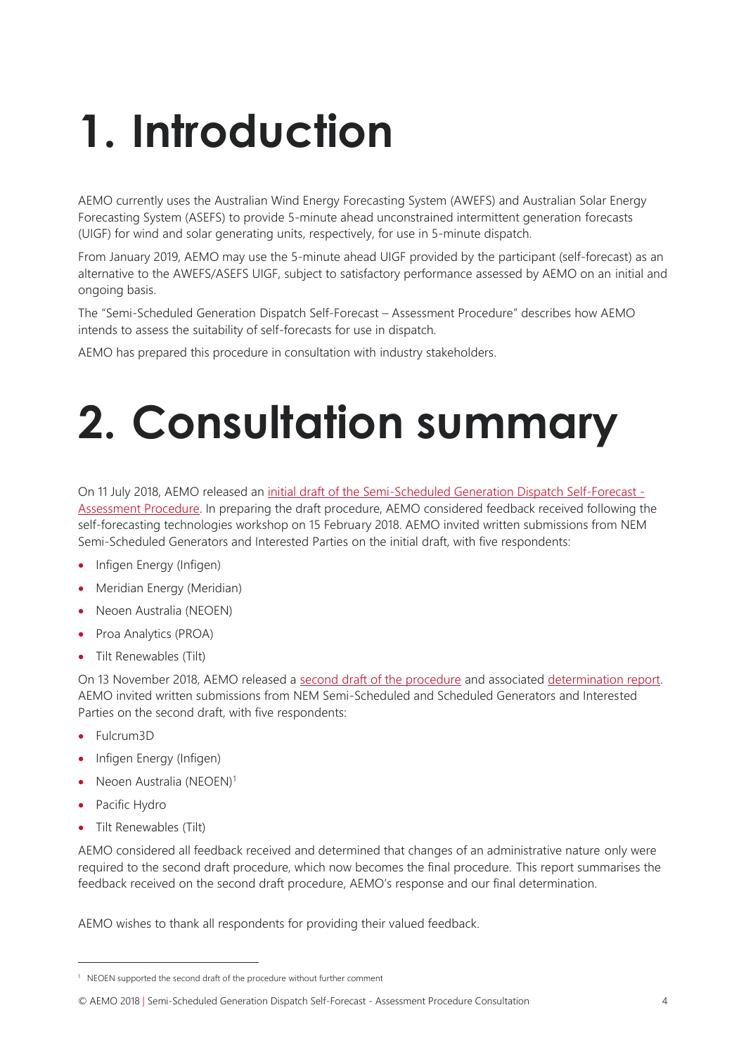# 1. Introduction

AEMO currently uses the Australian Wind Energy Forecasting System (AWEFS) and Australian Solar Energy Forecasting System (ASEFS) to provide 5-minute ahead unconstrained intermittent generation forecasts (UIGF) for wind and solar generating units, respectively, for use in 5-minute dispatch.

From January 2019, AEMO may use the 5-minute ahead UIGF provided by the participant (self-forecast) as an alternative to the AWEFS/ASEFS UIGF, subject to satisfactory performance assessed by AEMO on an initial and ongoing basis.

The "Semi-Scheduled Generation Dispatch Self-Forecast – Assessment Procedure" describes how AEMO intends to assess the suitability of self-forecasts for use in dispatch.

AEMO has prepared this procedure in consultation with industry stakeholders.

# 2. Consultation summary

On 11 July 2018, AEMO released an initial draft of the Semi-Scheduled Generation Dispatch Self-Forecast - Assessment Procedure. In preparing the draft procedure, AEMO considered feedback received following the self-forecasting technologies workshop on 15 February 2018. AEMO invited written submissions from NEM Semi-Scheduled Generators and Interested Parties on the initial draft, with five respondents:

- Infigen Energy (Infigen)
- Meridian Energy (Meridian)
- Neoen Australia (NEOEN)
- Proa Analytics (PROA)
- Tilt Renewables (Tilt)

On 13 November 2018, AEMO released a second draft of the procedure and associated determination report. AEMO invited written submissions from NEM Semi-Scheduled and Scheduled Generators and Interested Parties on the second draft, with five respondents:

- Fulcrum3D
- Infigen Energy (Infigen)
- Neoen Australia (NEOEN)[1]
- Pacific Hydro
- Tilt Renewables (Tilt)

AEMO considered all feedback received and determined that changes of an administrative nature only were required to the second draft procedure, which now becomes the final procedure. This report summarises the feedback received on the second draft procedure, AEMO's response and our final determination.

AEMO wishes to thank all respondents for providing their valued feedback.

[1] NEOEN supported the second draft of the procedure without further comment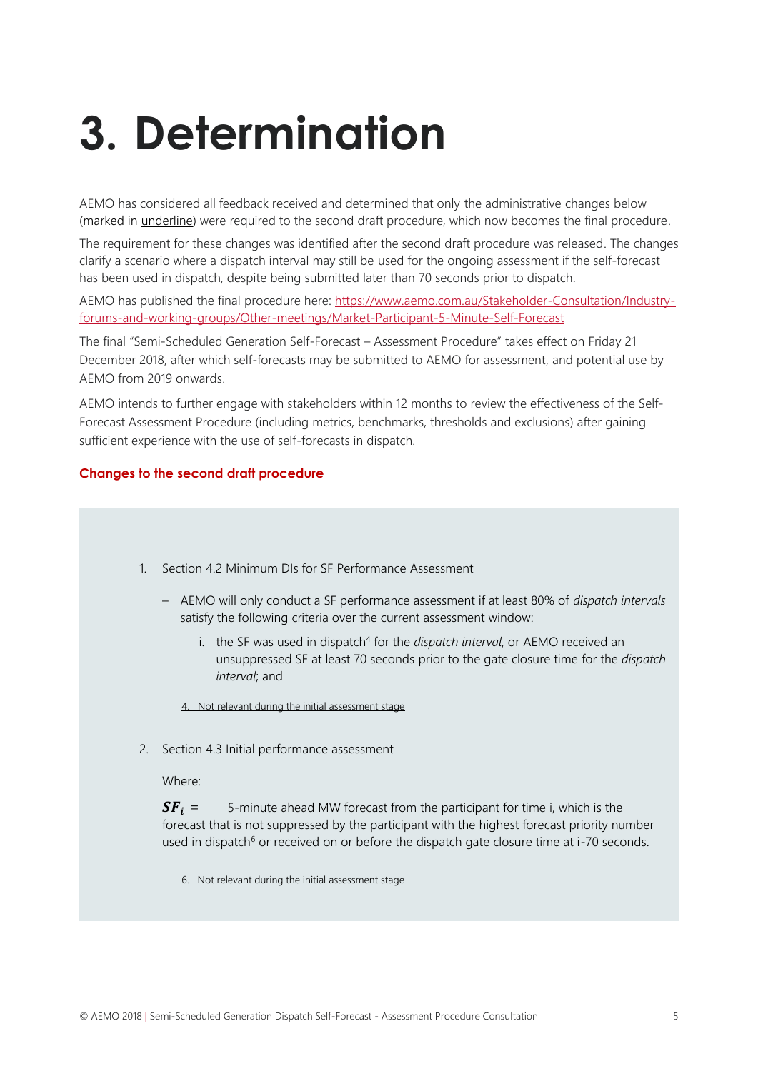# 3. Determination

AEMO has considered all feedback received and determined that only the administrative changes below (marked in underline) were required to the second draft procedure, which now becomes the final procedure.

The requirement for these changes was identified after the second draft procedure was released. The changes clarify a scenario where a dispatch interval may still be used for the ongoing assessment if the self-forecast has been used in dispatch, despite being submitted later than 70 seconds prior to dispatch.

AEMO has published the final procedure here: https://www.aemo.com.au/Stakeholder-Consultation/Industry-forums-and-working-groups/Other-meetings/Market-Participant-5-Minute-Self-Forecast

The final "Semi-Scheduled Generation Self-Forecast – Assessment Procedure" takes effect on Friday 21 December 2018, after which self-forecasts may be submitted to AEMO for assessment, and potential use by AEMO from 2019 onwards.

AEMO intends to further engage with stakeholders within 12 months to review the effectiveness of the Self-Forecast Assessment Procedure (including metrics, benchmarks, thresholds and exclusions) after gaining sufficient experience with the use of self-forecasts in dispatch.

**Changes to the second draft procedure**

1. Section 4.2 Minimum DIs for SF Performance Assessment

   – AEMO will only conduct a SF performance assessment if at least 80% of *dispatch intervals* satisfy the following criteria over the current assessment window:

      i. the SF was used in dispatch[4] for the *dispatch interval*, or AEMO received an unsuppressed SF at least 70 seconds prior to the gate closure time for the *dispatch interval*; and

   4. Not relevant during the initial assessment stage

2. Section 4.3 Initial performance assessment

   Where:

   $\boldsymbol{SF_i}$ = 5-minute ahead MW forecast from the participant for time i, which is the forecast that is not suppressed by the participant with the highest forecast priority number used in dispatch[6] or received on or before the dispatch gate closure time at i-70 seconds.

   6. Not relevant during the initial assessment stage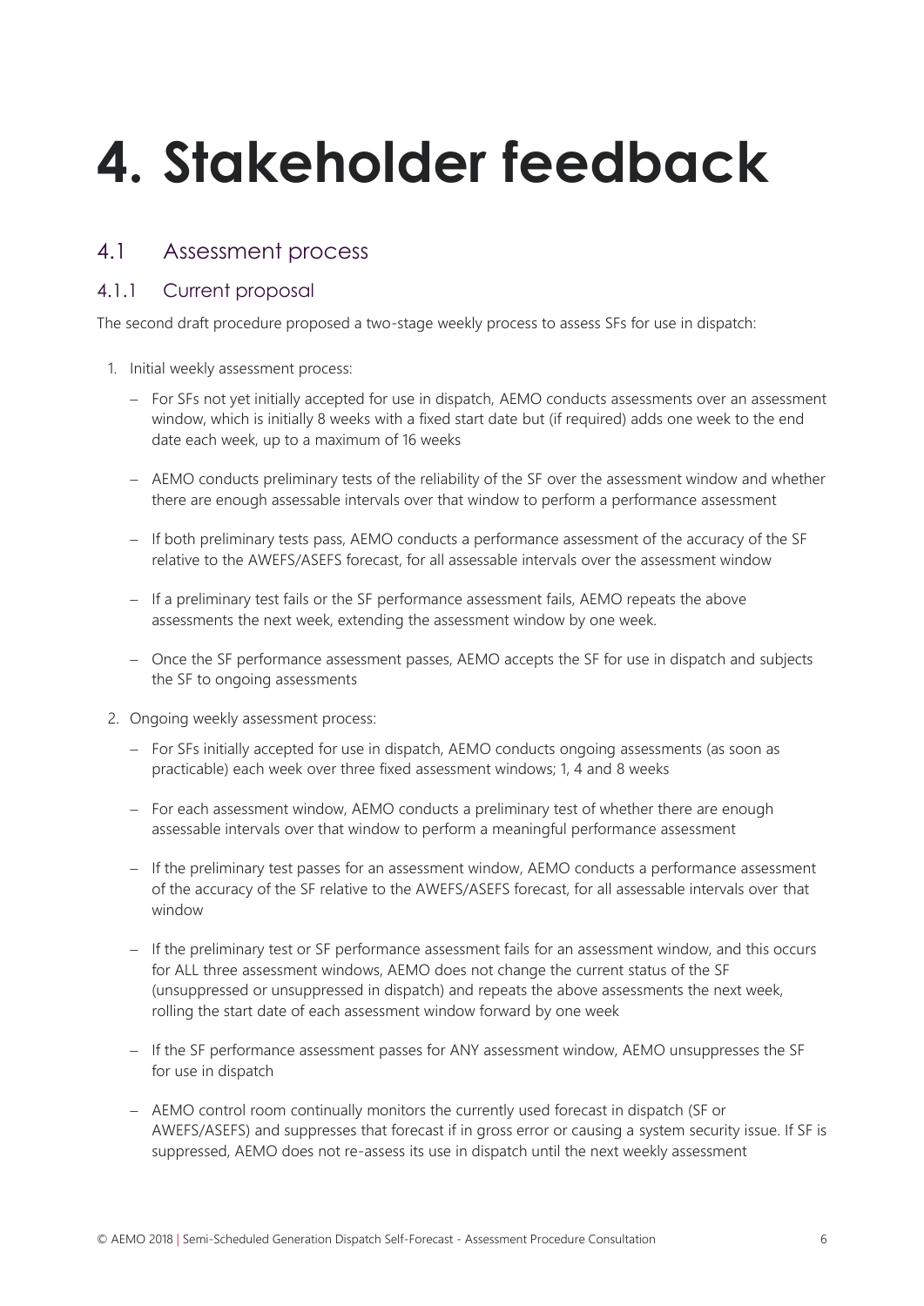# 4. Stakeholder feedback

## 4.1 Assessment process

### 4.1.1 Current proposal

The second draft procedure proposed a two-stage weekly process to assess SFs for use in dispatch:

1. Initial weekly assessment process:
   - For SFs not yet initially accepted for use in dispatch, AEMO conducts assessments over an assessment window, which is initially 8 weeks with a fixed start date but (if required) adds one week to the end date each week, up to a maximum of 16 weeks
   - AEMO conducts preliminary tests of the reliability of the SF over the assessment window and whether there are enough assessable intervals over that window to perform a performance assessment
   - If both preliminary tests pass, AEMO conducts a performance assessment of the accuracy of the SF relative to the AWEFS/ASEFS forecast, for all assessable intervals over the assessment window
   - If a preliminary test fails or the SF performance assessment fails, AEMO repeats the above assessments the next week, extending the assessment window by one week.
   - Once the SF performance assessment passes, AEMO accepts the SF for use in dispatch and subjects the SF to ongoing assessments
2. Ongoing weekly assessment process:
   - For SFs initially accepted for use in dispatch, AEMO conducts ongoing assessments (as soon as practicable) each week over three fixed assessment windows; 1, 4 and 8 weeks
   - For each assessment window, AEMO conducts a preliminary test of whether there are enough assessable intervals over that window to perform a meaningful performance assessment
   - If the preliminary test passes for an assessment window, AEMO conducts a performance assessment of the accuracy of the SF relative to the AWEFS/ASEFS forecast, for all assessable intervals over that window
   - If the preliminary test or SF performance assessment fails for an assessment window, and this occurs for ALL three assessment windows, AEMO does not change the current status of the SF (unsuppressed or unsuppressed in dispatch) and repeats the above assessments the next week, rolling the start date of each assessment window forward by one week
   - If the SF performance assessment passes for ANY assessment window, AEMO unsuppresses the SF for use in dispatch
   - AEMO control room continually monitors the currently used forecast in dispatch (SF or AWEFS/ASEFS) and suppresses that forecast if in gross error or causing a system security issue. If SF is suppressed, AEMO does not re-assess its use in dispatch until the next weekly assessment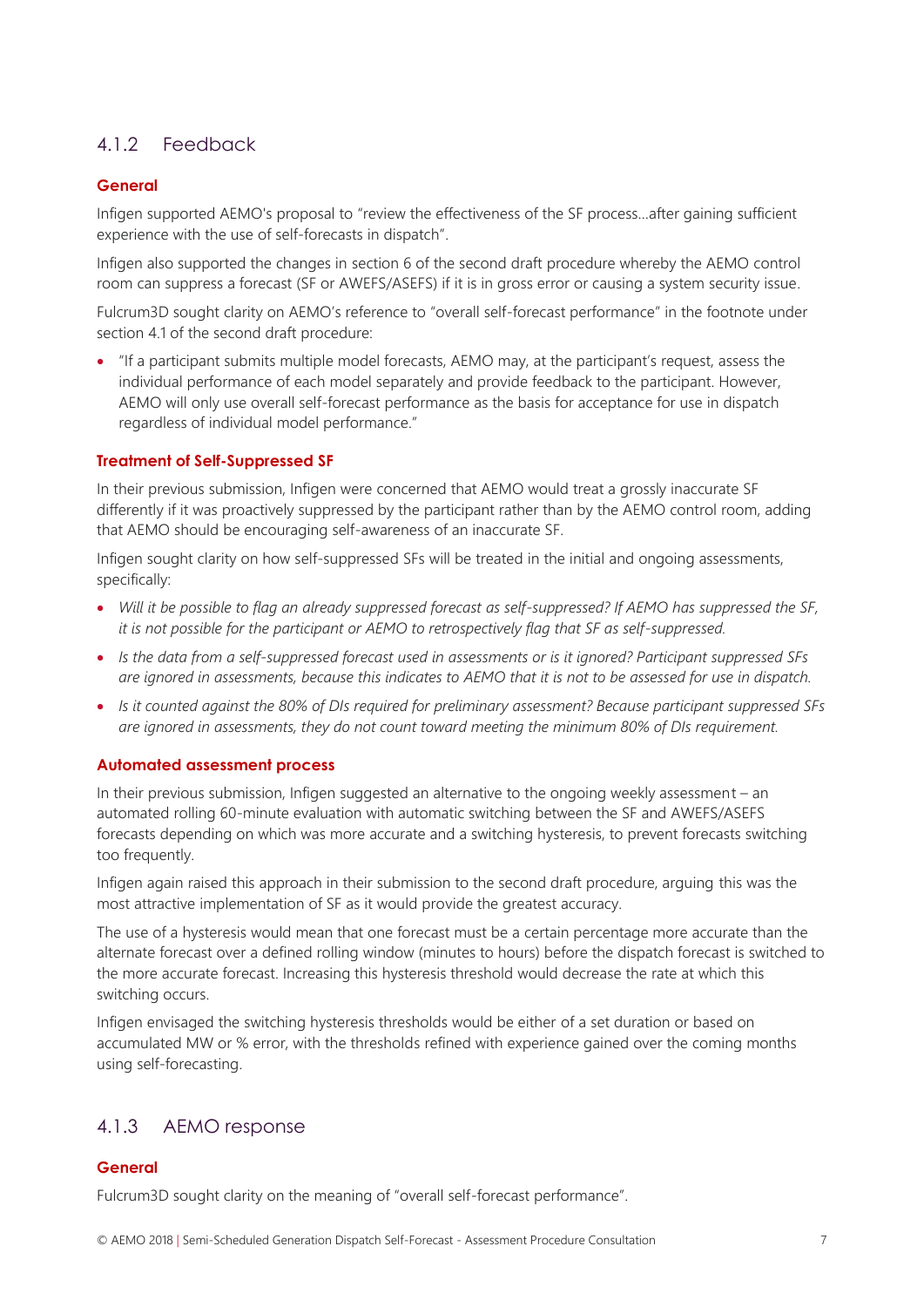### 4.1.2 Feedback

#### General

Infigen supported AEMO's proposal to "review the effectiveness of the SF process…after gaining sufficient experience with the use of self-forecasts in dispatch".

Infigen also supported the changes in section 6 of the second draft procedure whereby the AEMO control room can suppress a forecast (SF or AWEFS/ASEFS) if it is in gross error or causing a system security issue.

Fulcrum3D sought clarity on AEMO's reference to "overall self-forecast performance" in the footnote under section 4.1 of the second draft procedure:

- "If a participant submits multiple model forecasts, AEMO may, at the participant's request, assess the individual performance of each model separately and provide feedback to the participant. However, AEMO will only use overall self-forecast performance as the basis for acceptance for use in dispatch regardless of individual model performance."

#### Treatment of Self-Suppressed SF

In their previous submission, Infigen were concerned that AEMO would treat a grossly inaccurate SF differently if it was proactively suppressed by the participant rather than by the AEMO control room, adding that AEMO should be encouraging self-awareness of an inaccurate SF.

Infigen sought clarity on how self-suppressed SFs will be treated in the initial and ongoing assessments, specifically:

- *Will it be possible to flag an already suppressed forecast as self-suppressed? If AEMO has suppressed the SF, it is not possible for the participant or AEMO to retrospectively flag that SF as self-suppressed.*
- *Is the data from a self-suppressed forecast used in assessments or is it ignored? Participant suppressed SFs are ignored in assessments, because this indicates to AEMO that it is not to be assessed for use in dispatch.*
- *Is it counted against the 80% of DIs required for preliminary assessment? Because participant suppressed SFs are ignored in assessments, they do not count toward meeting the minimum 80% of DIs requirement.*

#### Automated assessment process

In their previous submission, Infigen suggested an alternative to the ongoing weekly assessment – an automated rolling 60-minute evaluation with automatic switching between the SF and AWEFS/ASEFS forecasts depending on which was more accurate and a switching hysteresis, to prevent forecasts switching too frequently.

Infigen again raised this approach in their submission to the second draft procedure, arguing this was the most attractive implementation of SF as it would provide the greatest accuracy.

The use of a hysteresis would mean that one forecast must be a certain percentage more accurate than the alternate forecast over a defined rolling window (minutes to hours) before the dispatch forecast is switched to the more accurate forecast. Increasing this hysteresis threshold would decrease the rate at which this switching occurs.

Infigen envisaged the switching hysteresis thresholds would be either of a set duration or based on accumulated MW or % error, with the thresholds refined with experience gained over the coming months using self-forecasting.

### 4.1.3 AEMO response

#### General

Fulcrum3D sought clarity on the meaning of "overall self-forecast performance".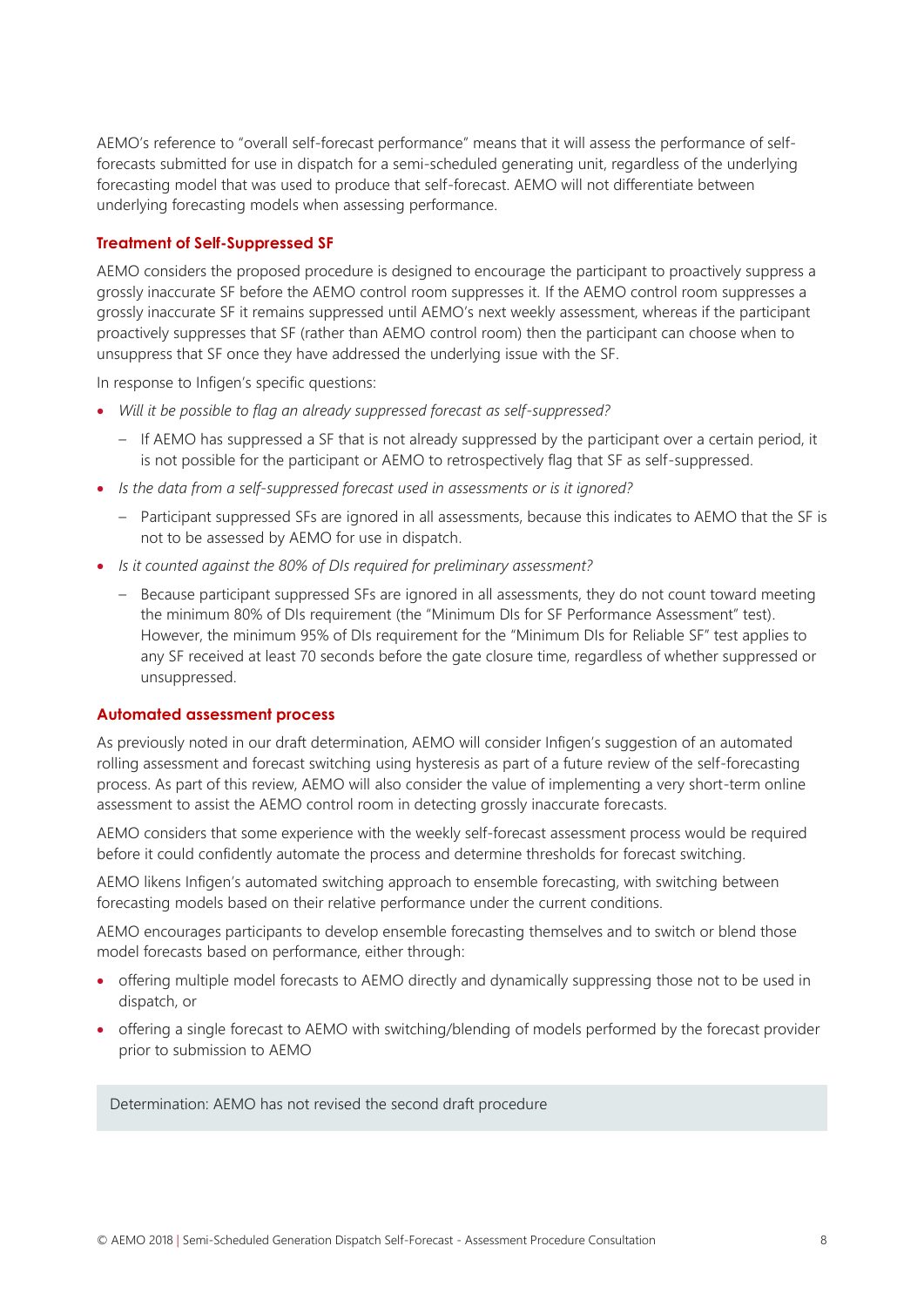AEMO's reference to "overall self-forecast performance" means that it will assess the performance of self-forecasts submitted for use in dispatch for a semi-scheduled generating unit, regardless of the underlying forecasting model that was used to produce that self-forecast. AEMO will not differentiate between underlying forecasting models when assessing performance.

### Treatment of Self-Suppressed SF

AEMO considers the proposed procedure is designed to encourage the participant to proactively suppress a grossly inaccurate SF before the AEMO control room suppresses it. If the AEMO control room suppresses a grossly inaccurate SF it remains suppressed until AEMO's next weekly assessment, whereas if the participant proactively suppresses that SF (rather than AEMO control room) then the participant can choose when to unsuppress that SF once they have addressed the underlying issue with the SF.

In response to Infigen's specific questions:

- *Will it be possible to flag an already suppressed forecast as self-suppressed?*
  - If AEMO has suppressed a SF that is not already suppressed by the participant over a certain period, it is not possible for the participant or AEMO to retrospectively flag that SF as self-suppressed.
- *Is the data from a self-suppressed forecast used in assessments or is it ignored?*
  - Participant suppressed SFs are ignored in all assessments, because this indicates to AEMO that the SF is not to be assessed by AEMO for use in dispatch.
- *Is it counted against the 80% of DIs required for preliminary assessment?*
  - Because participant suppressed SFs are ignored in all assessments, they do not count toward meeting the minimum 80% of DIs requirement (the "Minimum DIs for SF Performance Assessment" test). However, the minimum 95% of DIs requirement for the "Minimum DIs for Reliable SF" test applies to any SF received at least 70 seconds before the gate closure time, regardless of whether suppressed or unsuppressed.

### Automated assessment process

As previously noted in our draft determination, AEMO will consider Infigen's suggestion of an automated rolling assessment and forecast switching using hysteresis as part of a future review of the self-forecasting process. As part of this review, AEMO will also consider the value of implementing a very short-term online assessment to assist the AEMO control room in detecting grossly inaccurate forecasts.

AEMO considers that some experience with the weekly self-forecast assessment process would be required before it could confidently automate the process and determine thresholds for forecast switching.

AEMO likens Infigen's automated switching approach to ensemble forecasting, with switching between forecasting models based on their relative performance under the current conditions.

AEMO encourages participants to develop ensemble forecasting themselves and to switch or blend those model forecasts based on performance, either through:

- offering multiple model forecasts to AEMO directly and dynamically suppressing those not to be used in dispatch, or
- offering a single forecast to AEMO with switching/blending of models performed by the forecast provider prior to submission to AEMO

Determination: AEMO has not revised the second draft procedure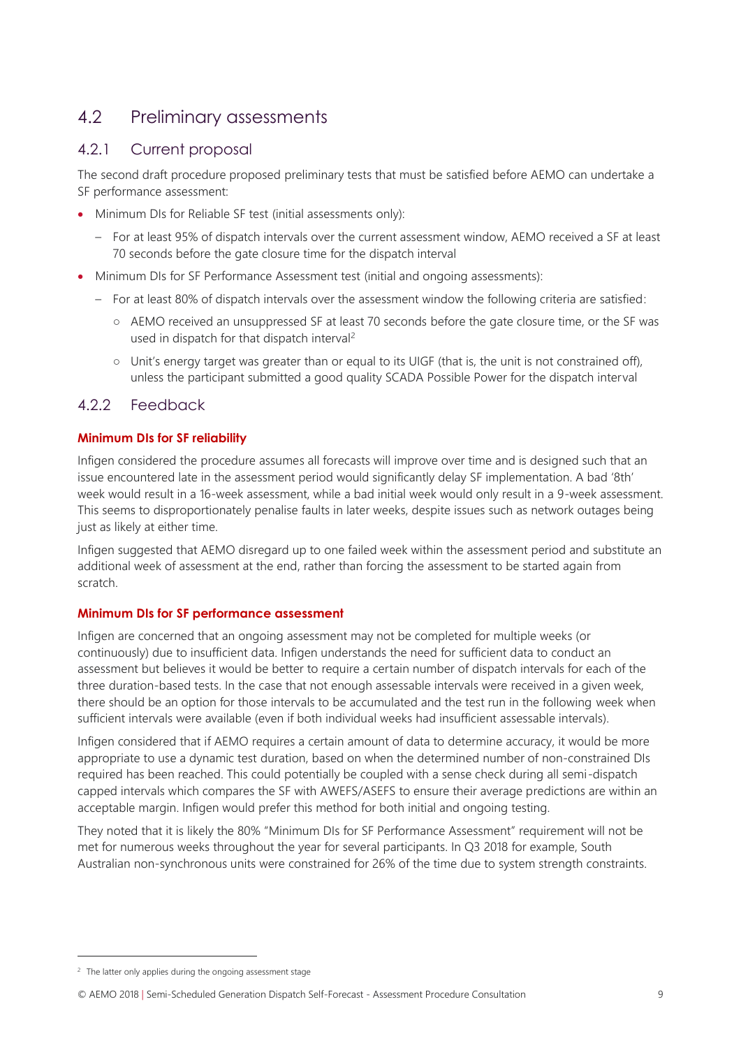## 4.2 Preliminary assessments

### 4.2.1 Current proposal

The second draft procedure proposed preliminary tests that must be satisfied before AEMO can undertake a SF performance assessment:

- Minimum DIs for Reliable SF test (initial assessments only):
  - For at least 95% of dispatch intervals over the current assessment window, AEMO received a SF at least 70 seconds before the gate closure time for the dispatch interval
- Minimum DIs for SF Performance Assessment test (initial and ongoing assessments):
  - For at least 80% of dispatch intervals over the assessment window the following criteria are satisfied:
    - AEMO received an unsuppressed SF at least 70 seconds before the gate closure time, or the SF was used in dispatch for that dispatch interval[2]
    - Unit's energy target was greater than or equal to its UIGF (that is, the unit is not constrained off), unless the participant submitted a good quality SCADA Possible Power for the dispatch interval

### 4.2.2 Feedback

**Minimum DIs for SF reliability**

Infigen considered the procedure assumes all forecasts will improve over time and is designed such that an issue encountered late in the assessment period would significantly delay SF implementation. A bad '8th' week would result in a 16-week assessment, while a bad initial week would only result in a 9-week assessment. This seems to disproportionately penalise faults in later weeks, despite issues such as network outages being just as likely at either time.

Infigen suggested that AEMO disregard up to one failed week within the assessment period and substitute an additional week of assessment at the end, rather than forcing the assessment to be started again from scratch.

**Minimum DIs for SF performance assessment**

Infigen are concerned that an ongoing assessment may not be completed for multiple weeks (or continuously) due to insufficient data. Infigen understands the need for sufficient data to conduct an assessment but believes it would be better to require a certain number of dispatch intervals for each of the three duration-based tests. In the case that not enough assessable intervals were received in a given week, there should be an option for those intervals to be accumulated and the test run in the following week when sufficient intervals were available (even if both individual weeks had insufficient assessable intervals).

Infigen considered that if AEMO requires a certain amount of data to determine accuracy, it would be more appropriate to use a dynamic test duration, based on when the determined number of non-constrained DIs required has been reached. This could potentially be coupled with a sense check during all semi-dispatch capped intervals which compares the SF with AWEFS/ASEFS to ensure their average predictions are within an acceptable margin. Infigen would prefer this method for both initial and ongoing testing.

They noted that it is likely the 80% "Minimum DIs for SF Performance Assessment" requirement will not be met for numerous weeks throughout the year for several participants. In Q3 2018 for example, South Australian non-synchronous units were constrained for 26% of the time due to system strength constraints.

---

[2] The latter only applies during the ongoing assessment stage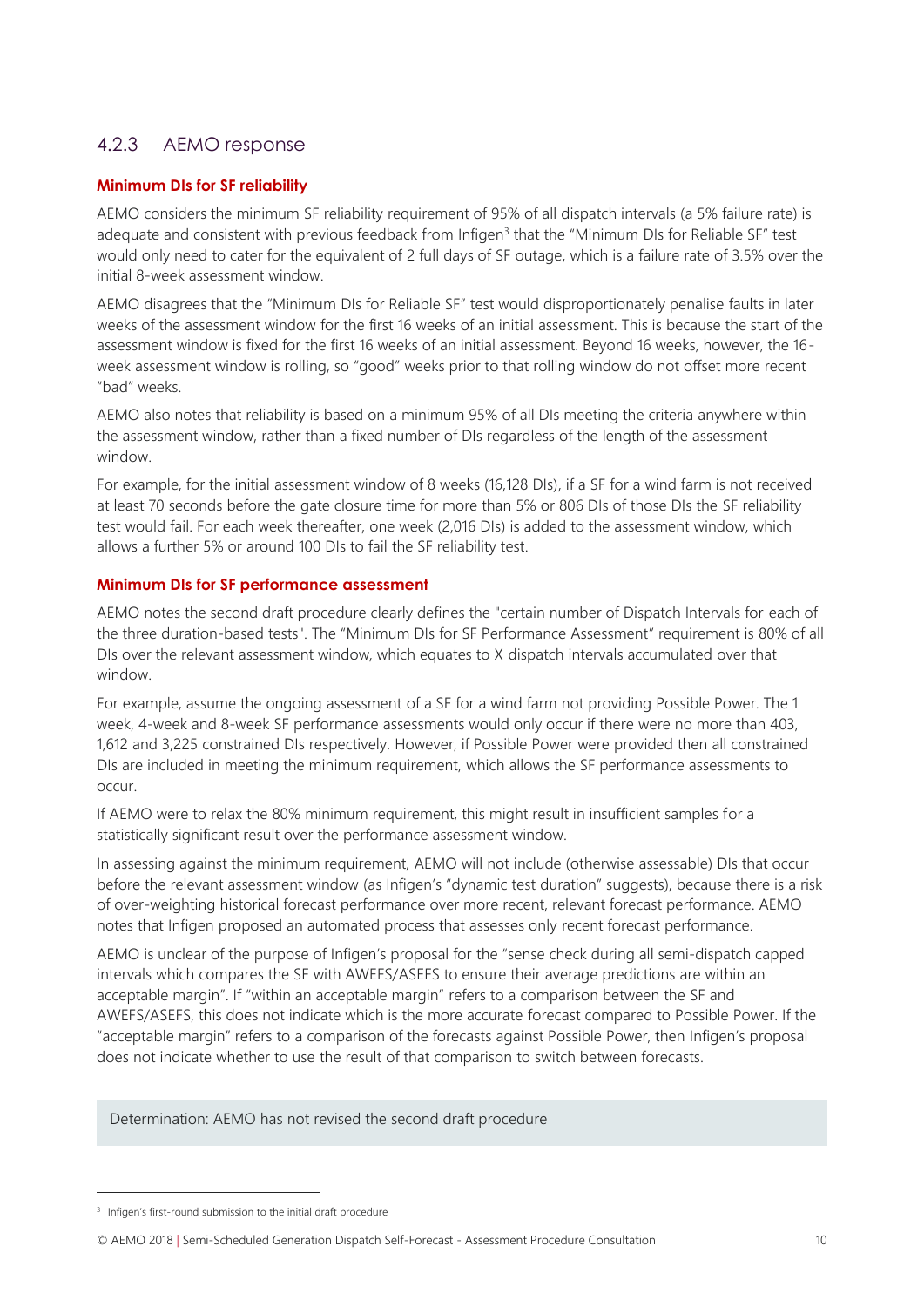### 4.2.3 AEMO response

**Minimum DIs for SF reliability**

AEMO considers the minimum SF reliability requirement of 95% of all dispatch intervals (a 5% failure rate) is adequate and consistent with previous feedback from Infigen[3] that the "Minimum DIs for Reliable SF" test would only need to cater for the equivalent of 2 full days of SF outage, which is a failure rate of 3.5% over the initial 8-week assessment window.

AEMO disagrees that the "Minimum DIs for Reliable SF" test would disproportionately penalise faults in later weeks of the assessment window for the first 16 weeks of an initial assessment. This is because the start of the assessment window is fixed for the first 16 weeks of an initial assessment. Beyond 16 weeks, however, the 16-week assessment window is rolling, so "good" weeks prior to that rolling window do not offset more recent "bad" weeks.

AEMO also notes that reliability is based on a minimum 95% of all DIs meeting the criteria anywhere within the assessment window, rather than a fixed number of DIs regardless of the length of the assessment window.

For example, for the initial assessment window of 8 weeks (16,128 DIs), if a SF for a wind farm is not received at least 70 seconds before the gate closure time for more than 5% or 806 DIs of those DIs the SF reliability test would fail. For each week thereafter, one week (2,016 DIs) is added to the assessment window, which allows a further 5% or around 100 DIs to fail the SF reliability test.

**Minimum DIs for SF performance assessment**

AEMO notes the second draft procedure clearly defines the "certain number of Dispatch Intervals for each of the three duration-based tests". The "Minimum DIs for SF Performance Assessment" requirement is 80% of all DIs over the relevant assessment window, which equates to X dispatch intervals accumulated over that window.

For example, assume the ongoing assessment of a SF for a wind farm not providing Possible Power. The 1 week, 4-week and 8-week SF performance assessments would only occur if there were no more than 403, 1,612 and 3,225 constrained DIs respectively. However, if Possible Power were provided then all constrained DIs are included in meeting the minimum requirement, which allows the SF performance assessments to occur.

If AEMO were to relax the 80% minimum requirement, this might result in insufficient samples for a statistically significant result over the performance assessment window.

In assessing against the minimum requirement, AEMO will not include (otherwise assessable) DIs that occur before the relevant assessment window (as Infigen's "dynamic test duration" suggests), because there is a risk of over-weighting historical forecast performance over more recent, relevant forecast performance. AEMO notes that Infigen proposed an automated process that assesses only recent forecast performance.

AEMO is unclear of the purpose of Infigen's proposal for the "sense check during all semi-dispatch capped intervals which compares the SF with AWEFS/ASEFS to ensure their average predictions are within an acceptable margin". If "within an acceptable margin" refers to a comparison between the SF and AWEFS/ASEFS, this does not indicate which is the more accurate forecast compared to Possible Power. If the "acceptable margin" refers to a comparison of the forecasts against Possible Power, then Infigen's proposal does not indicate whether to use the result of that comparison to switch between forecasts.

Determination: AEMO has not revised the second draft procedure

[3] Infigen's first-round submission to the initial draft procedure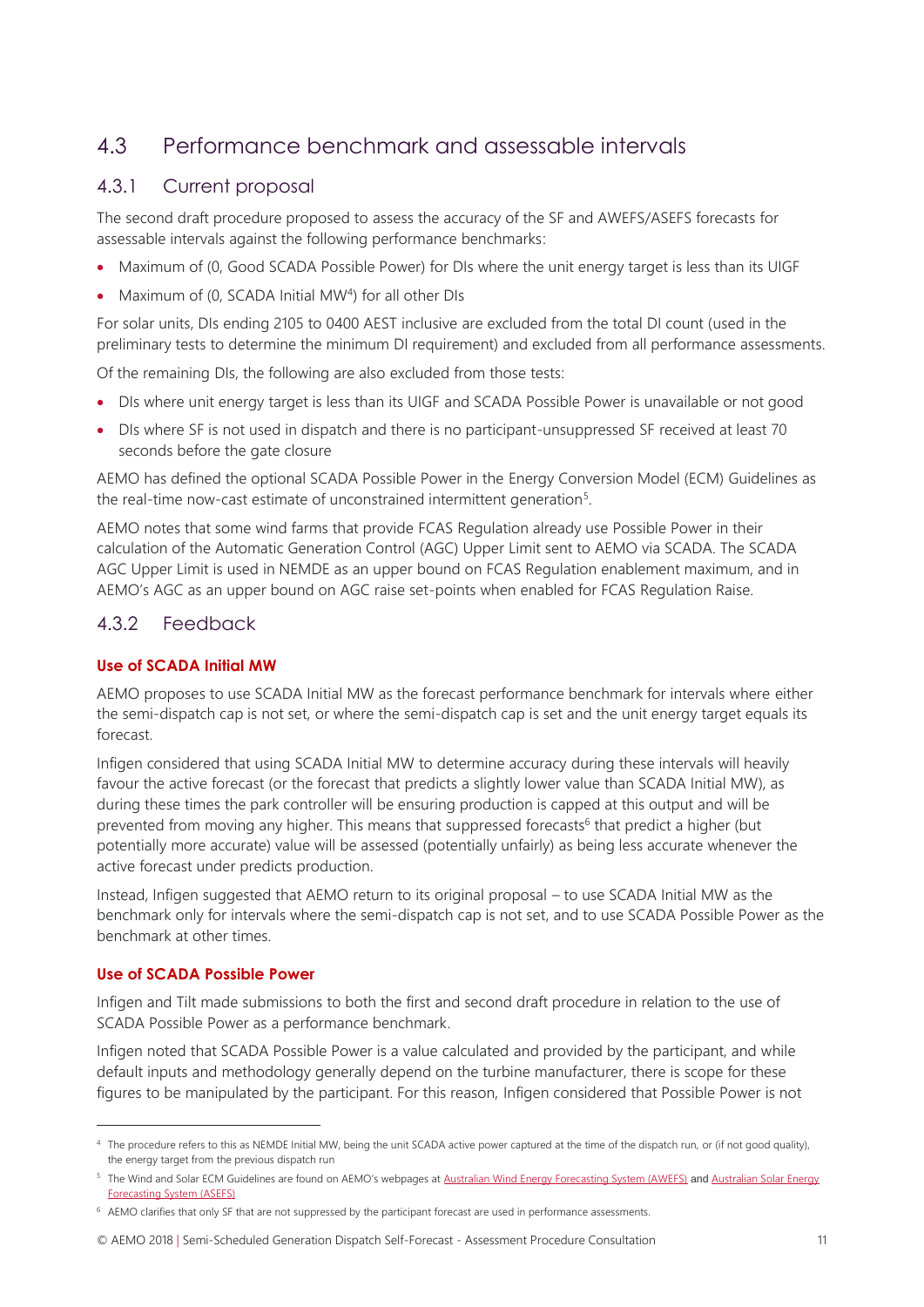## 4.3 Performance benchmark and assessable intervals

### 4.3.1 Current proposal

The second draft procedure proposed to assess the accuracy of the SF and AWEFS/ASEFS forecasts for assessable intervals against the following performance benchmarks:

- Maximum of (0, Good SCADA Possible Power) for DIs where the unit energy target is less than its UIGF
- Maximum of (0, SCADA Initial MW[4]) for all other DIs

For solar units, DIs ending 2105 to 0400 AEST inclusive are excluded from the total DI count (used in the preliminary tests to determine the minimum DI requirement) and excluded from all performance assessments.

Of the remaining DIs, the following are also excluded from those tests:

- DIs where unit energy target is less than its UIGF and SCADA Possible Power is unavailable or not good
- DIs where SF is not used in dispatch and there is no participant-unsuppressed SF received at least 70 seconds before the gate closure

AEMO has defined the optional SCADA Possible Power in the Energy Conversion Model (ECM) Guidelines as the real-time now-cast estimate of unconstrained intermittent generation[5].

AEMO notes that some wind farms that provide FCAS Regulation already use Possible Power in their calculation of the Automatic Generation Control (AGC) Upper Limit sent to AEMO via SCADA. The SCADA AGC Upper Limit is used in NEMDE as an upper bound on FCAS Regulation enablement maximum, and in AEMO's AGC as an upper bound on AGC raise set-points when enabled for FCAS Regulation Raise.

### 4.3.2 Feedback

**Use of SCADA Initial MW**

AEMO proposes to use SCADA Initial MW as the forecast performance benchmark for intervals where either the semi-dispatch cap is not set, or where the semi-dispatch cap is set and the unit energy target equals its forecast.

Infigen considered that using SCADA Initial MW to determine accuracy during these intervals will heavily favour the active forecast (or the forecast that predicts a slightly lower value than SCADA Initial MW), as during these times the park controller will be ensuring production is capped at this output and will be prevented from moving any higher. This means that suppressed forecasts[6] that predict a higher (but potentially more accurate) value will be assessed (potentially unfairly) as being less accurate whenever the active forecast under predicts production.

Instead, Infigen suggested that AEMO return to its original proposal – to use SCADA Initial MW as the benchmark only for intervals where the semi-dispatch cap is not set, and to use SCADA Possible Power as the benchmark at other times.

**Use of SCADA Possible Power**

Infigen and Tilt made submissions to both the first and second draft procedure in relation to the use of SCADA Possible Power as a performance benchmark.

Infigen noted that SCADA Possible Power is a value calculated and provided by the participant, and while default inputs and methodology generally depend on the turbine manufacturer, there is scope for these figures to be manipulated by the participant. For this reason, Infigen considered that Possible Power is not

---

[4] The procedure refers to this as NEMDE Initial MW, being the unit SCADA active power captured at the time of the dispatch run, or (if not good quality), the energy target from the previous dispatch run

[5] The Wind and Solar ECM Guidelines are found on AEMO's webpages at Australian Wind Energy Forecasting System (AWEFS) and Australian Solar Energy Forecasting System (ASEFS)

[6] AEMO clarifies that only SF that are not suppressed by the participant forecast are used in performance assessments.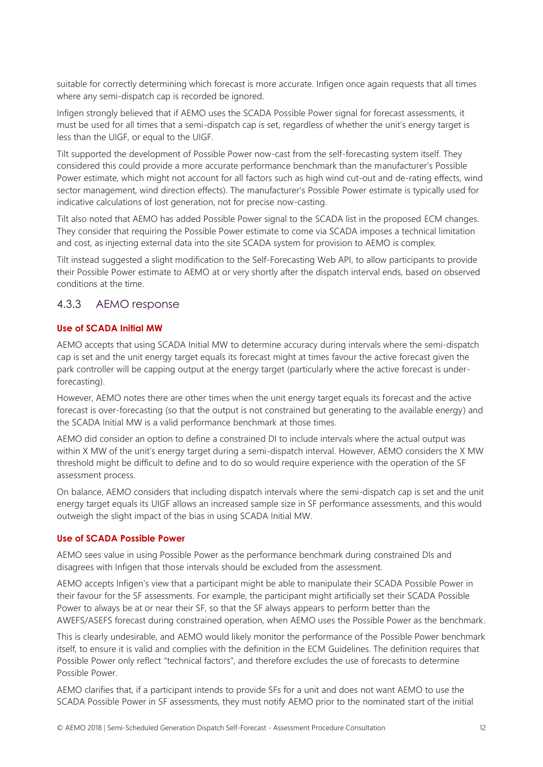suitable for correctly determining which forecast is more accurate. Infigen once again requests that all times where any semi-dispatch cap is recorded be ignored.

Infigen strongly believed that if AEMO uses the SCADA Possible Power signal for forecast assessments, it must be used for all times that a semi-dispatch cap is set, regardless of whether the unit's energy target is less than the UIGF, or equal to the UIGF.

Tilt supported the development of Possible Power now-cast from the self-forecasting system itself. They considered this could provide a more accurate performance benchmark than the manufacturer's Possible Power estimate, which might not account for all factors such as high wind cut-out and de-rating effects, wind sector management, wind direction effects). The manufacturer's Possible Power estimate is typically used for indicative calculations of lost generation, not for precise now-casting.

Tilt also noted that AEMO has added Possible Power signal to the SCADA list in the proposed ECM changes. They consider that requiring the Possible Power estimate to come via SCADA imposes a technical limitation and cost, as injecting external data into the site SCADA system for provision to AEMO is complex.

Tilt instead suggested a slight modification to the Self-Forecasting Web API, to allow participants to provide their Possible Power estimate to AEMO at or very shortly after the dispatch interval ends, based on observed conditions at the time.

### 4.3.3 AEMO response

**Use of SCADA Initial MW**

AEMO accepts that using SCADA Initial MW to determine accuracy during intervals where the semi-dispatch cap is set and the unit energy target equals its forecast might at times favour the active forecast given the park controller will be capping output at the energy target (particularly where the active forecast is under-forecasting).

However, AEMO notes there are other times when the unit energy target equals its forecast and the active forecast is over-forecasting (so that the output is not constrained but generating to the available energy) and the SCADA Initial MW is a valid performance benchmark at those times.

AEMO did consider an option to define a constrained DI to include intervals where the actual output was within X MW of the unit's energy target during a semi-dispatch interval. However, AEMO considers the X MW threshold might be difficult to define and to do so would require experience with the operation of the SF assessment process.

On balance, AEMO considers that including dispatch intervals where the semi-dispatch cap is set and the unit energy target equals its UIGF allows an increased sample size in SF performance assessments, and this would outweigh the slight impact of the bias in using SCADA Initial MW.

**Use of SCADA Possible Power**

AEMO sees value in using Possible Power as the performance benchmark during constrained DIs and disagrees with Infigen that those intervals should be excluded from the assessment.

AEMO accepts Infigen's view that a participant might be able to manipulate their SCADA Possible Power in their favour for the SF assessments. For example, the participant might artificially set their SCADA Possible Power to always be at or near their SF, so that the SF always appears to perform better than the AWEFS/ASEFS forecast during constrained operation, when AEMO uses the Possible Power as the benchmark.

This is clearly undesirable, and AEMO would likely monitor the performance of the Possible Power benchmark itself, to ensure it is valid and complies with the definition in the ECM Guidelines. The definition requires that Possible Power only reflect "technical factors", and therefore excludes the use of forecasts to determine Possible Power.

AEMO clarifies that, if a participant intends to provide SFs for a unit and does not want AEMO to use the SCADA Possible Power in SF assessments, they must notify AEMO prior to the nominated start of the initial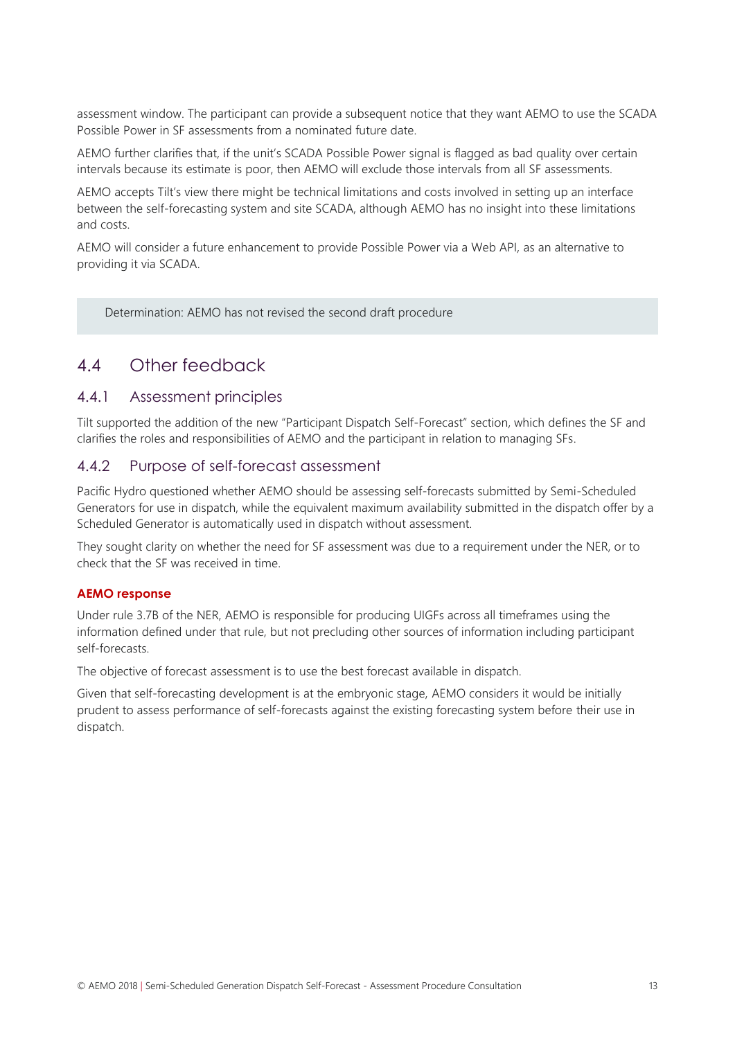assessment window. The participant can provide a subsequent notice that they want AEMO to use the SCADA Possible Power in SF assessments from a nominated future date.

AEMO further clarifies that, if the unit's SCADA Possible Power signal is flagged as bad quality over certain intervals because its estimate is poor, then AEMO will exclude those intervals from all SF assessments.

AEMO accepts Tilt's view there might be technical limitations and costs involved in setting up an interface between the self-forecasting system and site SCADA, although AEMO has no insight into these limitations and costs.

AEMO will consider a future enhancement to provide Possible Power via a Web API, as an alternative to providing it via SCADA.

> Determination: AEMO has not revised the second draft procedure

## 4.4 Other feedback

### 4.4.1 Assessment principles

Tilt supported the addition of the new "Participant Dispatch Self-Forecast" section, which defines the SF and clarifies the roles and responsibilities of AEMO and the participant in relation to managing SFs.

### 4.4.2 Purpose of self-forecast assessment

Pacific Hydro questioned whether AEMO should be assessing self-forecasts submitted by Semi-Scheduled Generators for use in dispatch, while the equivalent maximum availability submitted in the dispatch offer by a Scheduled Generator is automatically used in dispatch without assessment.

They sought clarity on whether the need for SF assessment was due to a requirement under the NER, or to check that the SF was received in time.

**AEMO response**

Under rule 3.7B of the NER, AEMO is responsible for producing UIGFs across all timeframes using the information defined under that rule, but not precluding other sources of information including participant self-forecasts.

The objective of forecast assessment is to use the best forecast available in dispatch.

Given that self-forecasting development is at the embryonic stage, AEMO considers it would be initially prudent to assess performance of self-forecasts against the existing forecasting system before their use in dispatch.